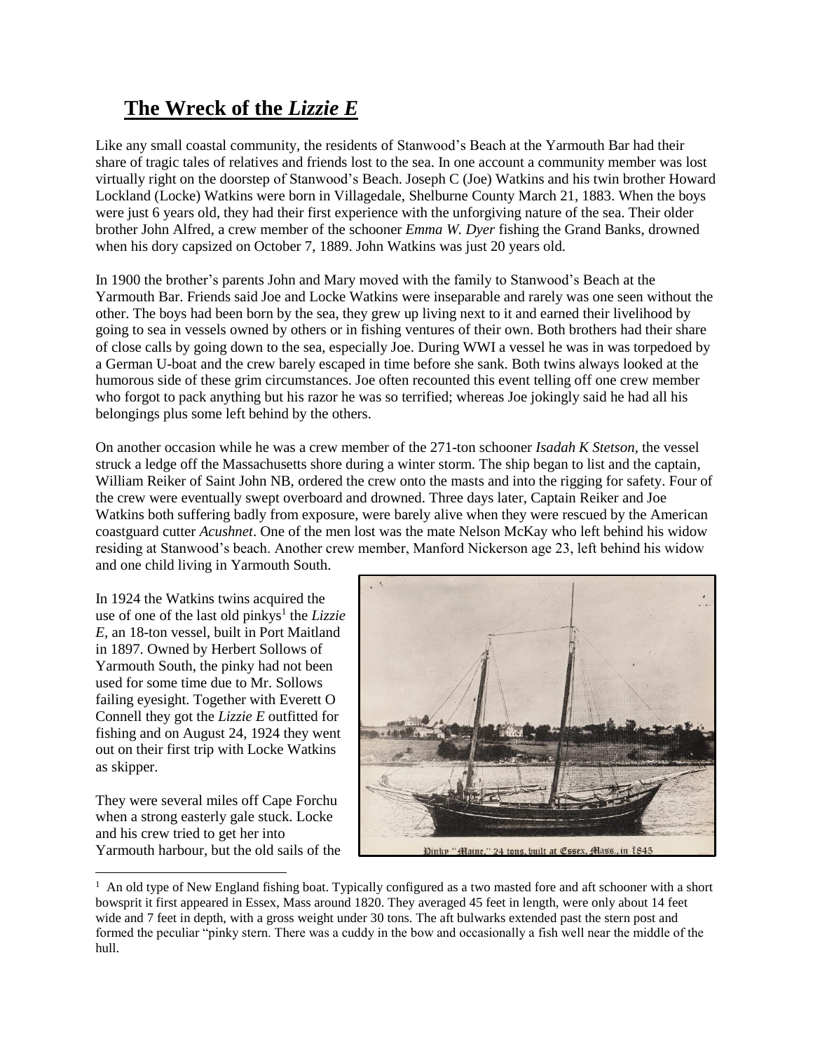# The Wreck of the *Lizzie E*

Like any small coastal community, the residents of Stanwood's Beach at the Yarmouth Bar had their share of tragic tales of relatives and friends lost to the sea. In one account a community member was lost virtually right on the doorstep of Stanwood's Beach. Joseph C (Joe) Watkins and his twin brother Howard Lockland (Locke) Watkins were born in Villagedale, Shelburne County March 21, 1883. When the boys were just 6 years old, they had their first experience with the unforgiving nature of the sea. Their older brother John Alfred, a crew member of the schooner *Emma W. Dyer* fishing the Grand Banks, drowned when his dory capsized on October 7, 1889. John Watkins was just 20 years old.

In 1900 the brother's parents John and Mary moved with the family to Stanwood's Beach at the Yarmouth Bar. Friends said Joe and Locke Watkins were inseparable and rarely was one seen without the other. The boys had been born by the sea, they grew up living next to it and earned their livelihood by going to sea in vessels owned by others or in fishing ventures of their own. Both brothers had their share of close calls by going down to the sea, especially Joe. During WWI a vessel he was in was torpedoed by a German U-boat and the crew barely escaped in time before she sank. Both twins always looked at the humorous side of these grim circumstances. Joe often recounted this event telling off one crew member who forgot to pack anything but his razor he was so terrified; whereas Joe jokingly said he had all his belongings plus some left behind by the others.

On another occasion while he was a crew member of the 271-ton schooner *Isadah K Stetson*, the vessel struck a ledge off the Massachusetts shore during a winter storm. The ship began to list and the captain, William Reiker of Saint John NB, ordered the crew onto the masts and into the rigging for safety. Four of the crew were eventually swept overboard and drowned. Three days later, Captain Reiker and Joe Watkins both suffering badly from exposure, were barely alive when they were rescued by the American coastguard cutter *Acushnet*. One of the men lost was the mate Nelson McKay who left behind his widow residing at Stanwood's beach. Another crew member, Manford Nickerson age 23, left behind his widow and one child living in Yarmouth South.

In 1924 the Watkins twins acquired the use of one of the last old pinkys[1] the *Lizzie E*, an 18-ton vessel, built in Port Maitland in 1897. Owned by Herbert Sollows of Yarmouth South, the pinky had not been used for some time due to Mr. Sollows failing eyesight. Together with Everett O Connell they got the *Lizzie E* outfitted for fishing and on August 24, 1924 they went out on their first trip with Locke Watkins as skipper.

Pinky "Maine," 24 tons, built at Essex, Mass., in 1845

They were several miles off Cape Forchu when a strong easterly gale stuck. Locke and his crew tried to get her into Yarmouth harbour, but the old sails of the

[1] An old type of New England fishing boat. Typically configured as a two masted fore and aft schooner with a short bowsprit it first appeared in Essex, Mass around 1820. They averaged 45 feet in length, were only about 14 feet wide and 7 feet in depth, with a gross weight under 30 tons. The aft bulwarks extended past the stern post and formed the peculiar "pinky stern. There was a cuddy in the bow and occasionally a fish well near the middle of the hull.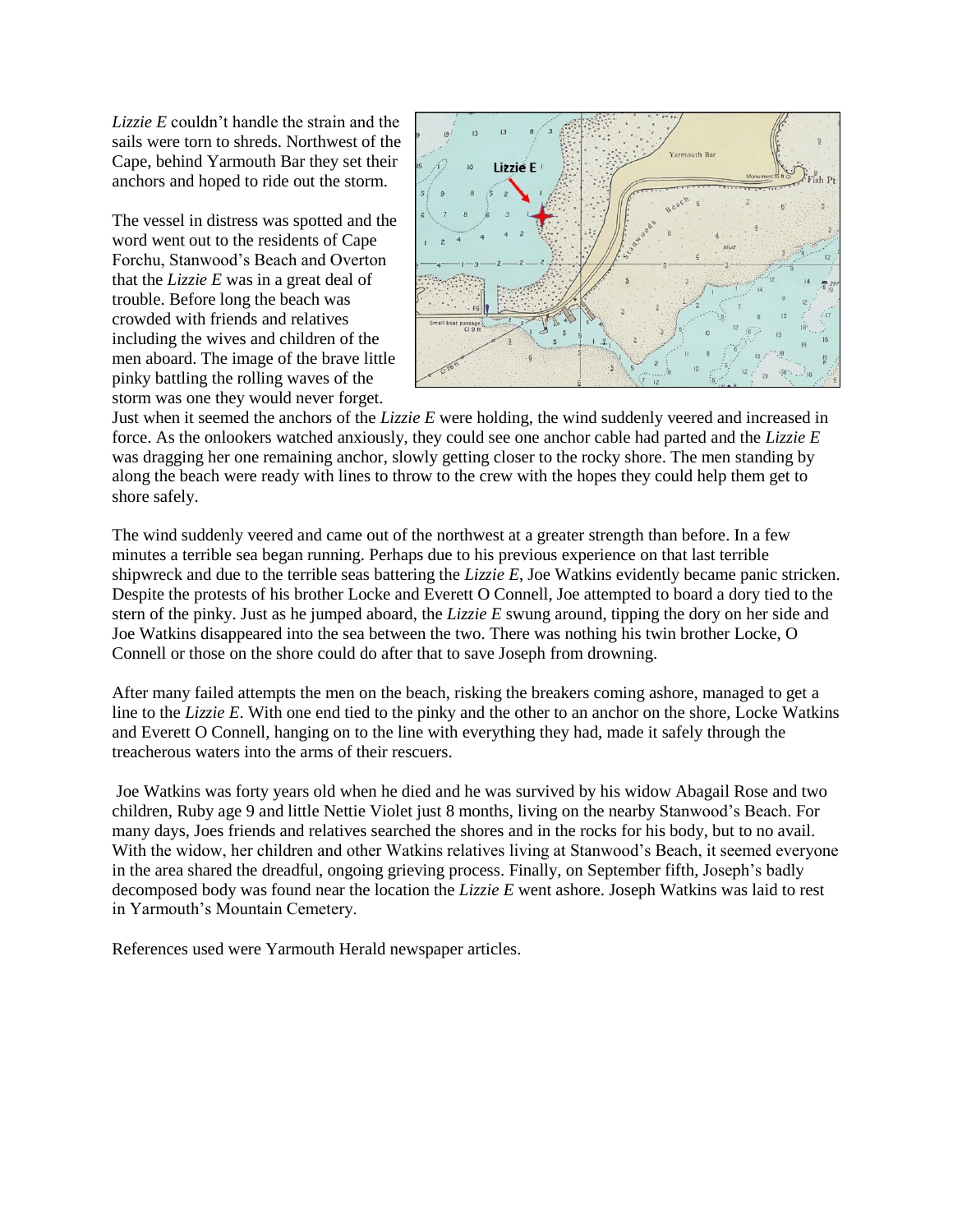*Lizzie E* couldn't handle the strain and the sails were torn to shreds. Northwest of the Cape, behind Yarmouth Bar they set their anchors and hoped to ride out the storm.

The vessel in distress was spotted and the word went out to the residents of Cape Forchu, Stanwood's Beach and Overton that the *Lizzie E* was in a great deal of trouble. Before long the beach was crowded with friends and relatives including the wives and children of the men aboard. The image of the brave little pinky battling the rolling waves of the storm was one they would never forget.

Just when it seemed the anchors of the *Lizzie E* were holding, the wind suddenly veered and increased in force. As the onlookers watched anxiously, they could see one anchor cable had parted and the *Lizzie E* was dragging her one remaining anchor, slowly getting closer to the rocky shore. The men standing by along the beach were ready with lines to throw to the crew with the hopes they could help them get to shore safely.

The wind suddenly veered and came out of the northwest at a greater strength than before. In a few minutes a terrible sea began running. Perhaps due to his previous experience on that last terrible shipwreck and due to the terrible seas battering the *Lizzie E*, Joe Watkins evidently became panic stricken. Despite the protests of his brother Locke and Everett O Connell, Joe attempted to board a dory tied to the stern of the pinky. Just as he jumped aboard, the *Lizzie E* swung around, tipping the dory on her side and Joe Watkins disappeared into the sea between the two. There was nothing his twin brother Locke, O Connell or those on the shore could do after that to save Joseph from drowning.

After many failed attempts the men on the beach, risking the breakers coming ashore, managed to get a line to the *Lizzie E*. With one end tied to the pinky and the other to an anchor on the shore, Locke Watkins and Everett O Connell, hanging on to the line with everything they had, made it safely through the treacherous waters into the arms of their rescuers.

Joe Watkins was forty years old when he died and he was survived by his widow Abagail Rose and two children, Ruby age 9 and little Nettie Violet just 8 months, living on the nearby Stanwood's Beach. For many days, Joes friends and relatives searched the shores and in the rocks for his body, but to no avail. With the widow, her children and other Watkins relatives living at Stanwood's Beach, it seemed everyone in the area shared the dreadful, ongoing grieving process. Finally, on September fifth, Joseph's badly decomposed body was found near the location the *Lizzie E* went ashore. Joseph Watkins was laid to rest in Yarmouth's Mountain Cemetery.

References used were Yarmouth Herald newspaper articles.